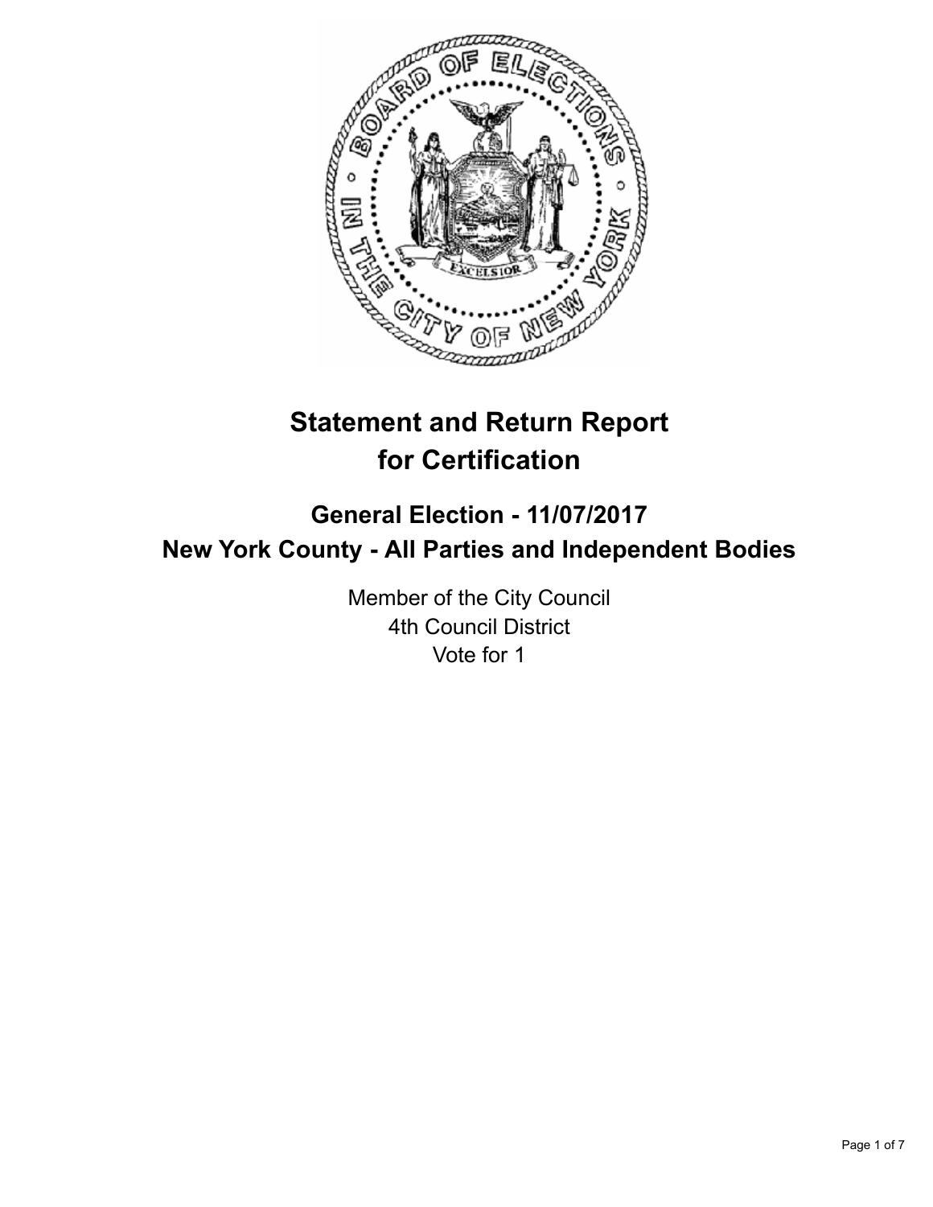# Statement and Return Report for Certification

## General Election - 11/07/2017
## New York County - All Parties and Independent Bodies

Member of the City Council
4th Council District
Vote for 1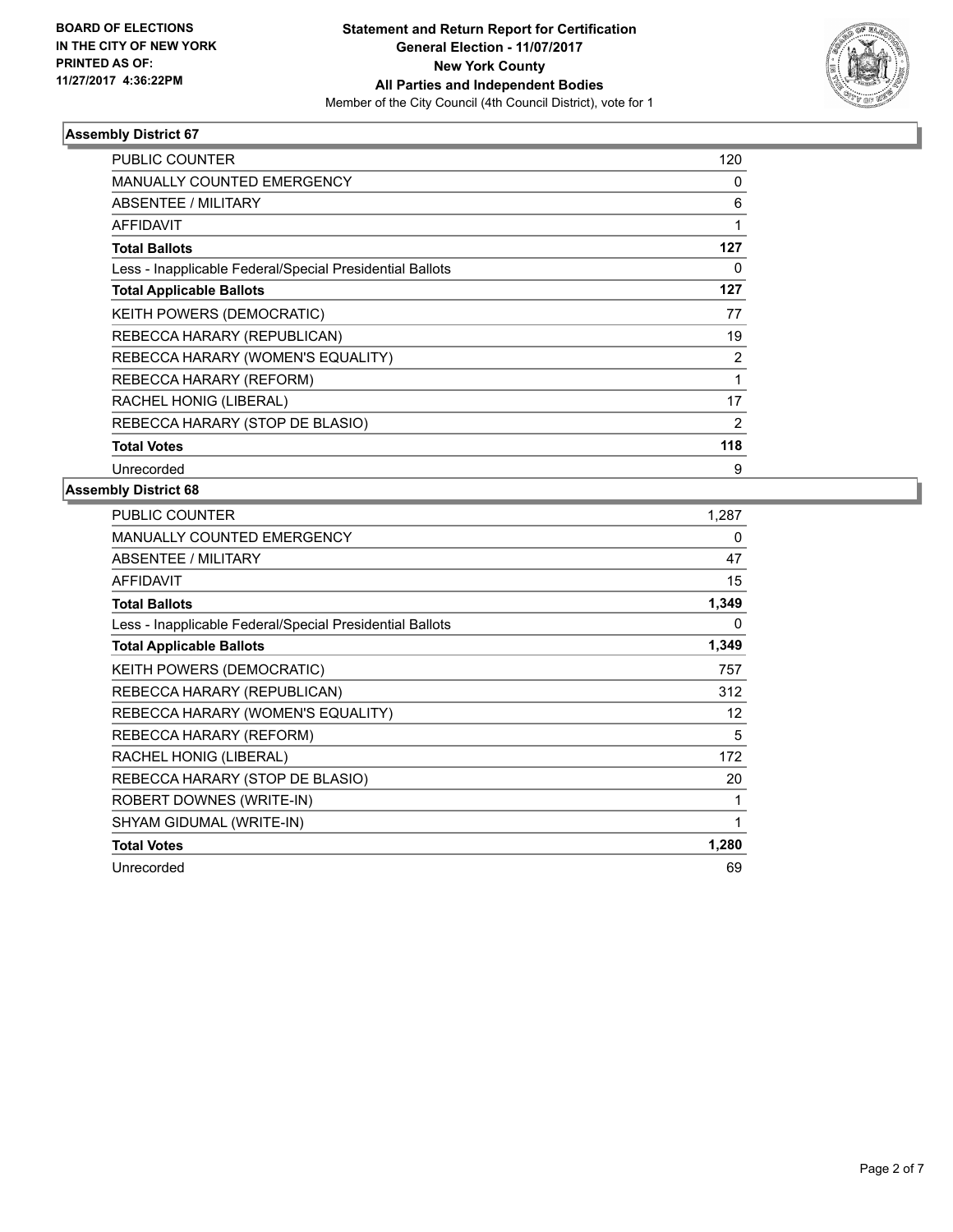**BOARD OF ELECTIONS IN THE CITY OF NEW YORK PRINTED AS OF: 11/27/2017 4:36:22PM**

**Statement and Return Report for Certification General Election - 11/07/2017 New York County All Parties and Independent Bodies**
Member of the City Council (4th Council District), vote for 1

### Assembly District 67

| | |
|---|---|
| PUBLIC COUNTER | 120 |
| MANUALLY COUNTED EMERGENCY | 0 |
| ABSENTEE / MILITARY | 6 |
| AFFIDAVIT | 1 |
| **Total Ballots** | **127** |
| Less - Inapplicable Federal/Special Presidential Ballots | 0 |
| **Total Applicable Ballots** | **127** |
| KEITH POWERS (DEMOCRATIC) | 77 |
| REBECCA HARARY (REPUBLICAN) | 19 |
| REBECCA HARARY (WOMEN'S EQUALITY) | 2 |
| REBECCA HARARY (REFORM) | 1 |
| RACHEL HONIG (LIBERAL) | 17 |
| REBECCA HARARY (STOP DE BLASIO) | 2 |
| **Total Votes** | **118** |
| Unrecorded | 9 |

### Assembly District 68

| | |
|---|---|
| PUBLIC COUNTER | 1,287 |
| MANUALLY COUNTED EMERGENCY | 0 |
| ABSENTEE / MILITARY | 47 |
| AFFIDAVIT | 15 |
| **Total Ballots** | **1,349** |
| Less - Inapplicable Federal/Special Presidential Ballots | 0 |
| **Total Applicable Ballots** | **1,349** |
| KEITH POWERS (DEMOCRATIC) | 757 |
| REBECCA HARARY (REPUBLICAN) | 312 |
| REBECCA HARARY (WOMEN'S EQUALITY) | 12 |
| REBECCA HARARY (REFORM) | 5 |
| RACHEL HONIG (LIBERAL) | 172 |
| REBECCA HARARY (STOP DE BLASIO) | 20 |
| ROBERT DOWNES (WRITE-IN) | 1 |
| SHYAM GIDUMAL (WRITE-IN) | 1 |
| **Total Votes** | **1,280** |
| Unrecorded | 69 |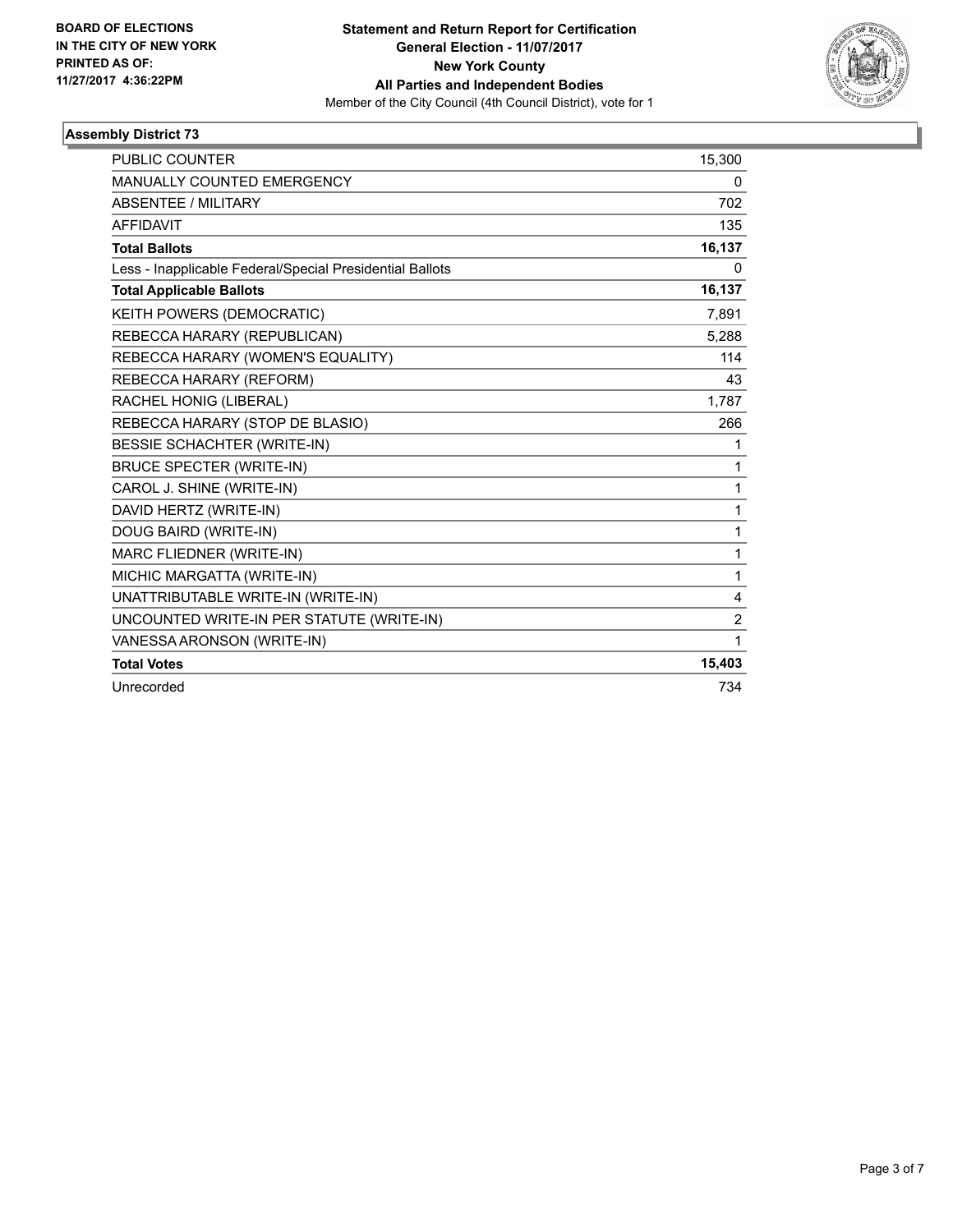BOARD OF ELECTIONS
IN THE CITY OF NEW YORK
PRINTED AS OF:
11/27/2017 4:36:22PM

**Statement and Return Report for Certification**
**General Election - 11/07/2017**
**New York County**
**All Parties and Independent Bodies**
Member of the City Council (4th Council District), vote for 1

## Assembly District 73

| | |
|---|---|
| PUBLIC COUNTER | 15,300 |
| MANUALLY COUNTED EMERGENCY | 0 |
| ABSENTEE / MILITARY | 702 |
| AFFIDAVIT | 135 |
| **Total Ballots** | **16,137** |
| Less - Inapplicable Federal/Special Presidential Ballots | 0 |
| **Total Applicable Ballots** | **16,137** |
| KEITH POWERS (DEMOCRATIC) | 7,891 |
| REBECCA HARARY (REPUBLICAN) | 5,288 |
| REBECCA HARARY (WOMEN'S EQUALITY) | 114 |
| REBECCA HARARY (REFORM) | 43 |
| RACHEL HONIG (LIBERAL) | 1,787 |
| REBECCA HARARY (STOP DE BLASIO) | 266 |
| BESSIE SCHACHTER (WRITE-IN) | 1 |
| BRUCE SPECTER (WRITE-IN) | 1 |
| CAROL J. SHINE (WRITE-IN) | 1 |
| DAVID HERTZ (WRITE-IN) | 1 |
| DOUG BAIRD (WRITE-IN) | 1 |
| MARC FLIEDNER (WRITE-IN) | 1 |
| MICHIC MARGATTA (WRITE-IN) | 1 |
| UNATTRIBUTABLE WRITE-IN (WRITE-IN) | 4 |
| UNCOUNTED WRITE-IN PER STATUTE (WRITE-IN) | 2 |
| VANESSA ARONSON (WRITE-IN) | 1 |
| **Total Votes** | **15,403** |
| Unrecorded | 734 |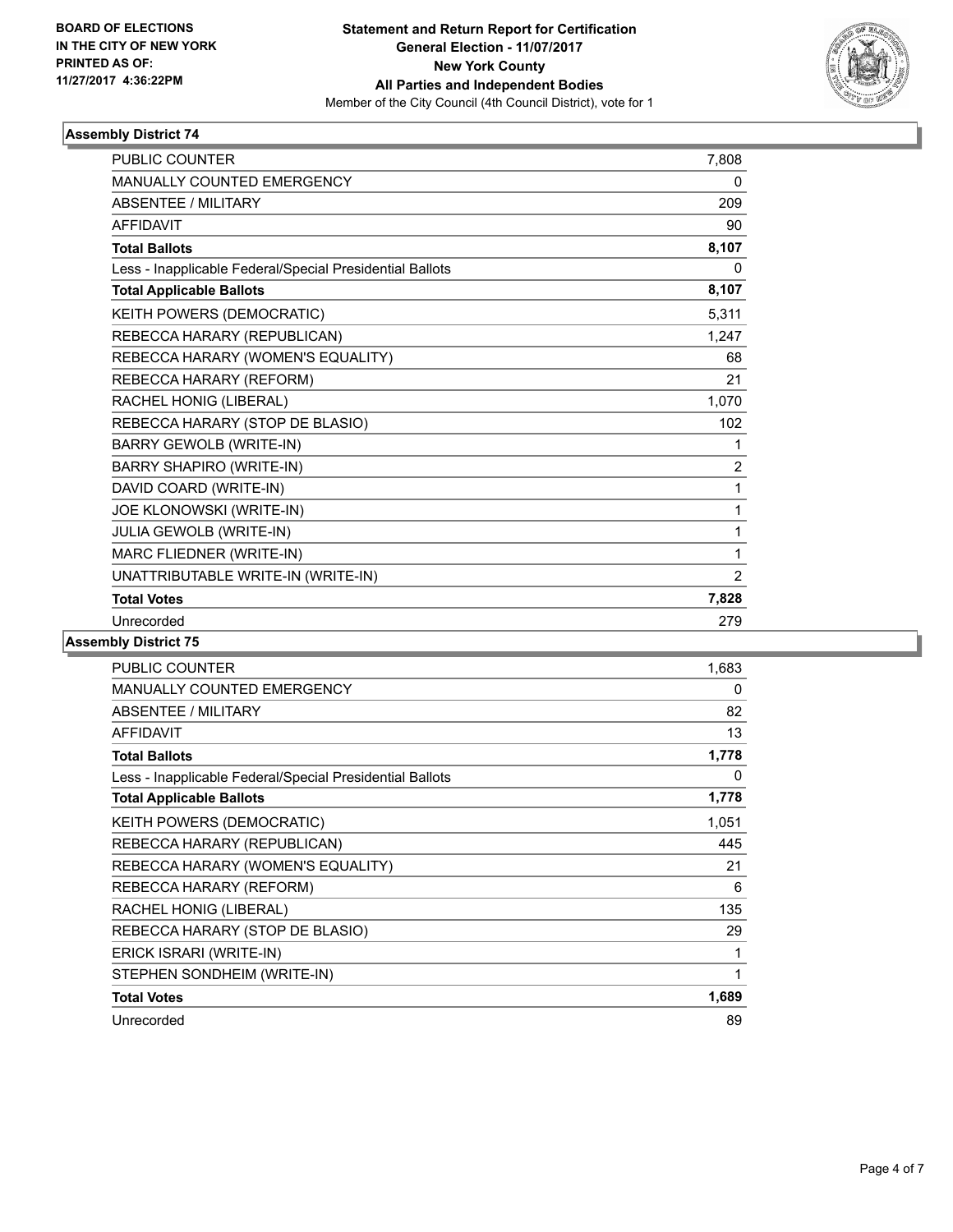BOARD OF ELECTIONS
IN THE CITY OF NEW YORK
PRINTED AS OF:
11/27/2017 4:36:22PM

**Statement and Return Report for Certification**
**General Election - 11/07/2017**
**New York County**
**All Parties and Independent Bodies**
Member of the City Council (4th Council District), vote for 1

### Assembly District 74

| | |
|---|---|
| PUBLIC COUNTER | 7,808 |
| MANUALLY COUNTED EMERGENCY | 0 |
| ABSENTEE / MILITARY | 209 |
| AFFIDAVIT | 90 |
| **Total Ballots** | **8,107** |
| Less - Inapplicable Federal/Special Presidential Ballots | 0 |
| **Total Applicable Ballots** | **8,107** |
| KEITH POWERS (DEMOCRATIC) | 5,311 |
| REBECCA HARARY (REPUBLICAN) | 1,247 |
| REBECCA HARARY (WOMEN'S EQUALITY) | 68 |
| REBECCA HARARY (REFORM) | 21 |
| RACHEL HONIG (LIBERAL) | 1,070 |
| REBECCA HARARY (STOP DE BLASIO) | 102 |
| BARRY GEWOLB (WRITE-IN) | 1 |
| BARRY SHAPIRO (WRITE-IN) | 2 |
| DAVID COARD (WRITE-IN) | 1 |
| JOE KLONOWSKI (WRITE-IN) | 1 |
| JULIA GEWOLB (WRITE-IN) | 1 |
| MARC FLIEDNER (WRITE-IN) | 1 |
| UNATTRIBUTABLE WRITE-IN (WRITE-IN) | 2 |
| **Total Votes** | **7,828** |
| Unrecorded | 279 |

### Assembly District 75

| | |
|---|---|
| PUBLIC COUNTER | 1,683 |
| MANUALLY COUNTED EMERGENCY | 0 |
| ABSENTEE / MILITARY | 82 |
| AFFIDAVIT | 13 |
| **Total Ballots** | **1,778** |
| Less - Inapplicable Federal/Special Presidential Ballots | 0 |
| **Total Applicable Ballots** | **1,778** |
| KEITH POWERS (DEMOCRATIC) | 1,051 |
| REBECCA HARARY (REPUBLICAN) | 445 |
| REBECCA HARARY (WOMEN'S EQUALITY) | 21 |
| REBECCA HARARY (REFORM) | 6 |
| RACHEL HONIG (LIBERAL) | 135 |
| REBECCA HARARY (STOP DE BLASIO) | 29 |
| ERICK ISRARI (WRITE-IN) | 1 |
| STEPHEN SONDHEIM (WRITE-IN) | 1 |
| **Total Votes** | **1,689** |
| Unrecorded | 89 |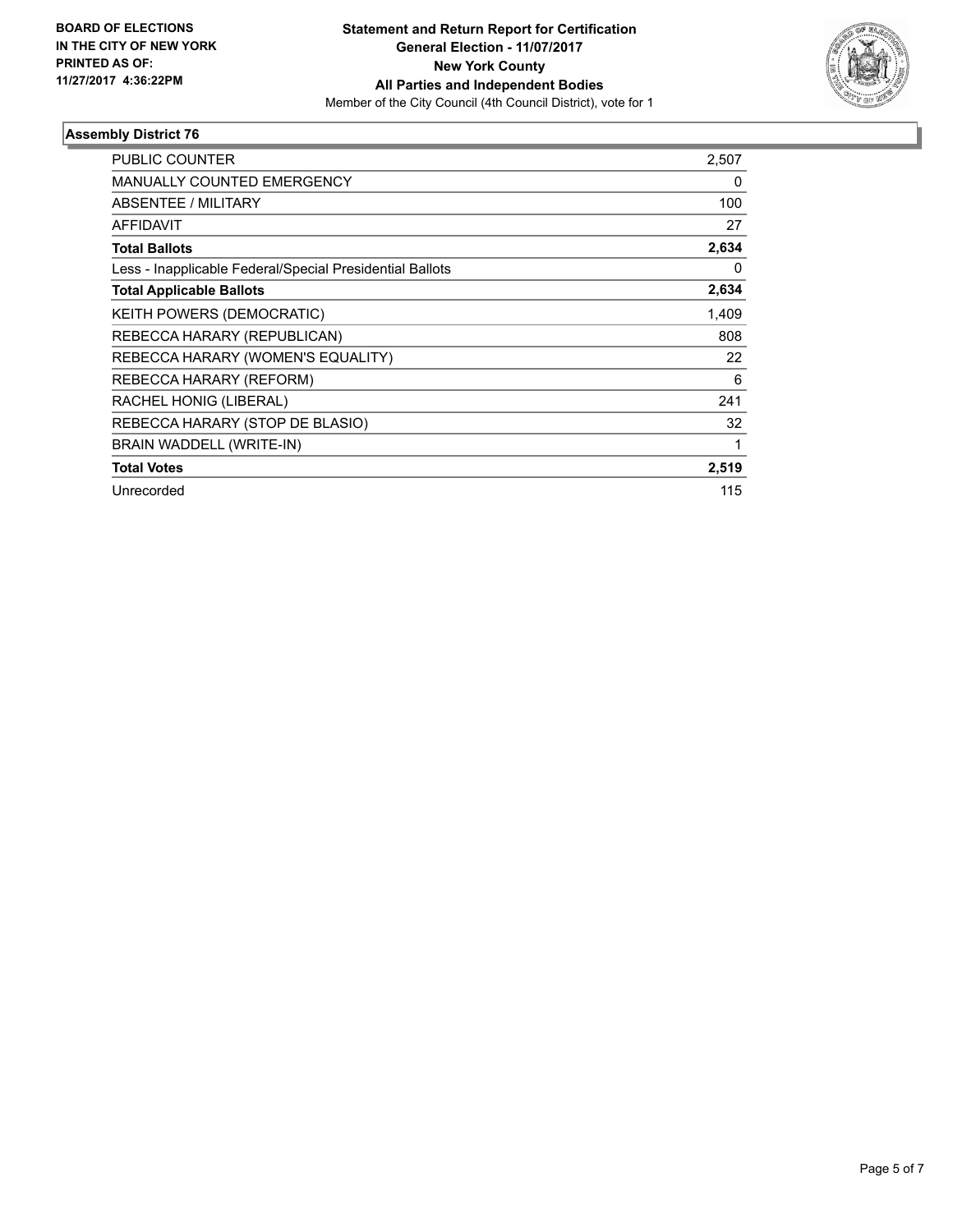BOARD OF ELECTIONS
IN THE CITY OF NEW YORK
PRINTED AS OF:
11/27/2017 4:36:22PM

**Statement and Return Report for Certification**
**General Election - 11/07/2017**
**New York County**
**All Parties and Independent Bodies**
Member of the City Council (4th Council District), vote for 1

### Assembly District 76

| | |
|---|---|
| PUBLIC COUNTER | 2,507 |
| MANUALLY COUNTED EMERGENCY | 0 |
| ABSENTEE / MILITARY | 100 |
| AFFIDAVIT | 27 |
| **Total Ballots** | **2,634** |
| Less - Inapplicable Federal/Special Presidential Ballots | 0 |
| **Total Applicable Ballots** | **2,634** |
| KEITH POWERS (DEMOCRATIC) | 1,409 |
| REBECCA HARARY (REPUBLICAN) | 808 |
| REBECCA HARARY (WOMEN'S EQUALITY) | 22 |
| REBECCA HARARY (REFORM) | 6 |
| RACHEL HONIG (LIBERAL) | 241 |
| REBECCA HARARY (STOP DE BLASIO) | 32 |
| BRAIN WADDELL (WRITE-IN) | 1 |
| **Total Votes** | **2,519** |
| Unrecorded | 115 |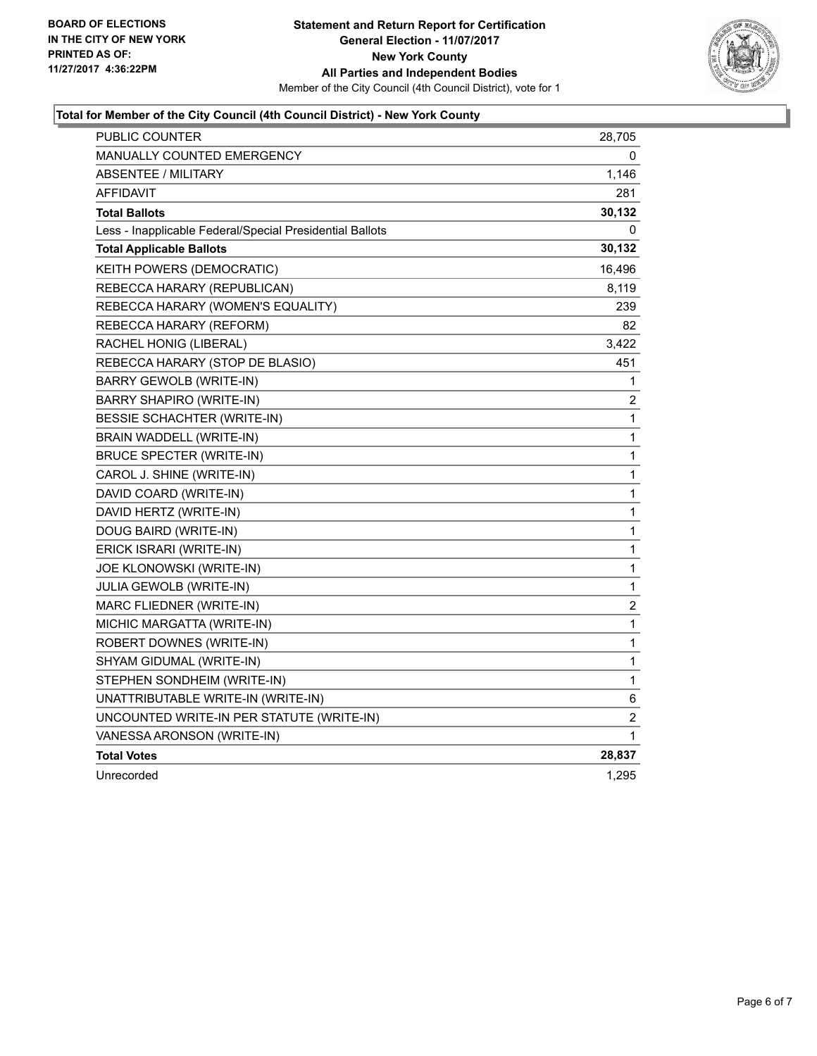**BOARD OF ELECTIONS IN THE CITY OF NEW YORK PRINTED AS OF: 11/27/2017 4:36:22PM**

**Statement and Return Report for Certification General Election - 11/07/2017 New York County All Parties and Independent Bodies**

Member of the City Council (4th Council District), vote for 1

**Total for Member of the City Council (4th Council District) - New York County**

| | |
|---|---|
| PUBLIC COUNTER | 28,705 |
| MANUALLY COUNTED EMERGENCY | 0 |
| ABSENTEE / MILITARY | 1,146 |
| AFFIDAVIT | 281 |
| **Total Ballots** | **30,132** |
| Less - Inapplicable Federal/Special Presidential Ballots | 0 |
| **Total Applicable Ballots** | **30,132** |
| KEITH POWERS (DEMOCRATIC) | 16,496 |
| REBECCA HARARY (REPUBLICAN) | 8,119 |
| REBECCA HARARY (WOMEN'S EQUALITY) | 239 |
| REBECCA HARARY (REFORM) | 82 |
| RACHEL HONIG (LIBERAL) | 3,422 |
| REBECCA HARARY (STOP DE BLASIO) | 451 |
| BARRY GEWOLB (WRITE-IN) | 1 |
| BARRY SHAPIRO (WRITE-IN) | 2 |
| BESSIE SCHACHTER (WRITE-IN) | 1 |
| BRAIN WADDELL (WRITE-IN) | 1 |
| BRUCE SPECTER (WRITE-IN) | 1 |
| CAROL J. SHINE (WRITE-IN) | 1 |
| DAVID COARD (WRITE-IN) | 1 |
| DAVID HERTZ (WRITE-IN) | 1 |
| DOUG BAIRD (WRITE-IN) | 1 |
| ERICK ISRARI (WRITE-IN) | 1 |
| JOE KLONOWSKI (WRITE-IN) | 1 |
| JULIA GEWOLB (WRITE-IN) | 1 |
| MARC FLIEDNER (WRITE-IN) | 2 |
| MICHIC MARGATTA (WRITE-IN) | 1 |
| ROBERT DOWNES (WRITE-IN) | 1 |
| SHYAM GIDUMAL (WRITE-IN) | 1 |
| STEPHEN SONDHEIM (WRITE-IN) | 1 |
| UNATTRIBUTABLE WRITE-IN (WRITE-IN) | 6 |
| UNCOUNTED WRITE-IN PER STATUTE (WRITE-IN) | 2 |
| VANESSA ARONSON (WRITE-IN) | 1 |
| **Total Votes** | **28,837** |
| Unrecorded | 1,295 |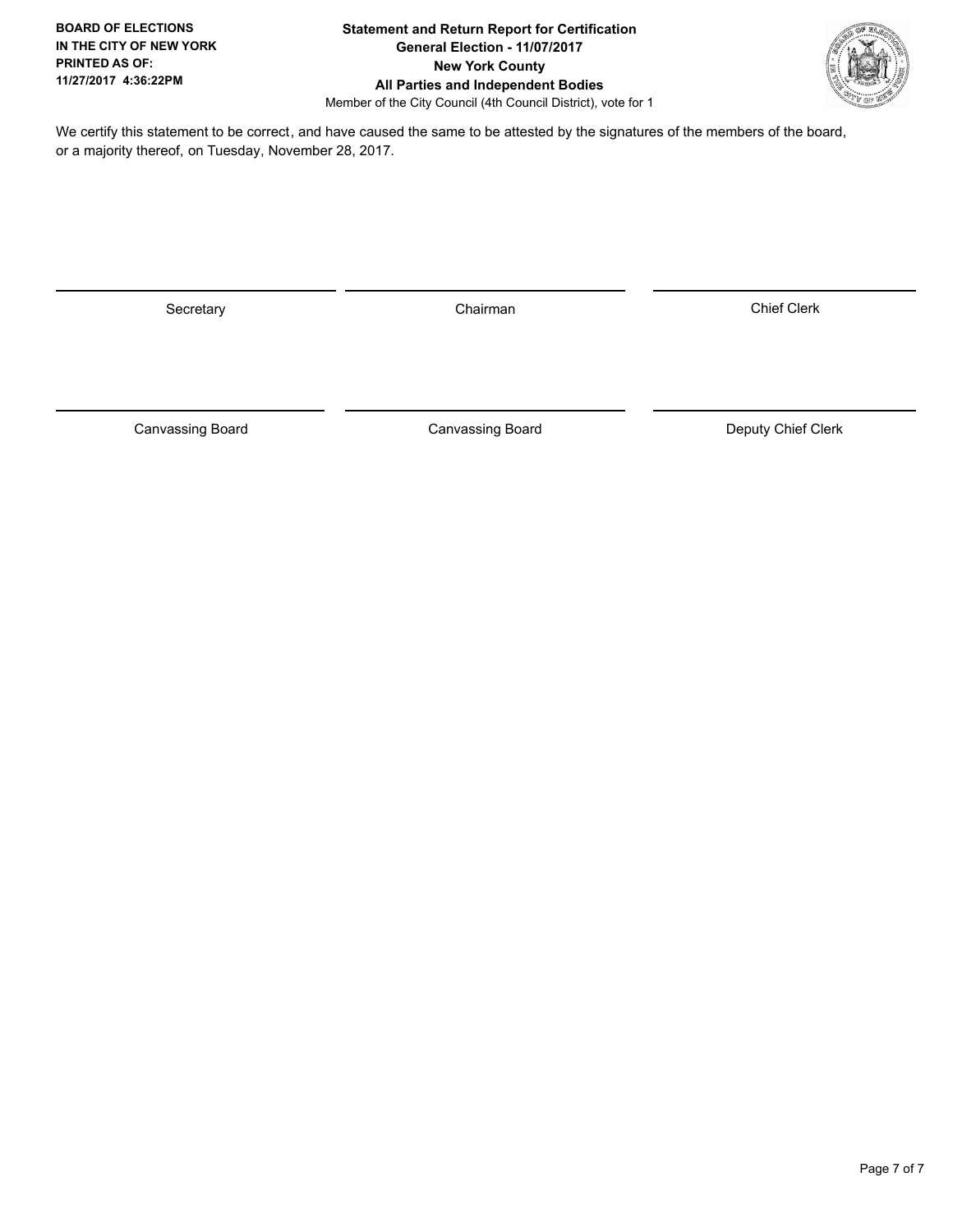We certify this statement to be correct, and have caused the same to be attested by the signatures of the members of the board, or a majority thereof, on Tuesday, November 28, 2017.

| | | |
|---|---|---|
| Secretary | Chairman | Chief Clerk |
| Canvassing Board | Canvassing Board | Deputy Chief Clerk |